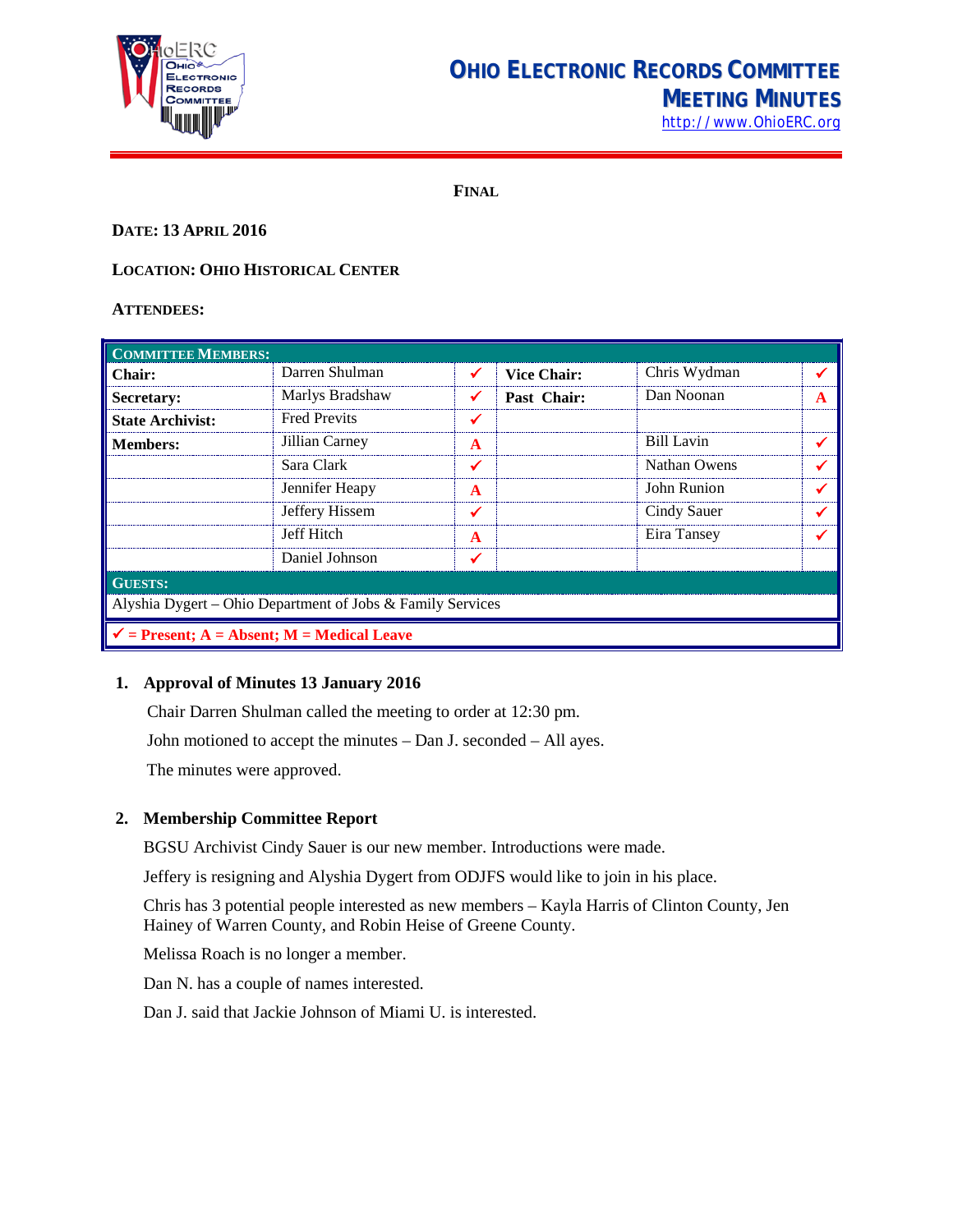# OHIO ELECTRONIC RECORDS COMMITTEE
## MEETING MINUTES

http://www.OhioERC.org

**FINAL**

**DATE: 13 APRIL 2016**

**LOCATION: OHIO HISTORICAL CENTER**

**ATTENDEES:**

| COMMITTEE MEMBERS: | | | | | |
|---|---|---|---|---|---|
| **Chair:** | Darren Shulman | ✓ | **Vice Chair:** | Chris Wydman | ✓ |
| **Secretary:** | Marlys Bradshaw | ✓ | **Past Chair:** | Dan Noonan | A |
| **State Archivist:** | Fred Previts | ✓ | | | |
| **Members:** | Jillian Carney | A | | Bill Lavin | ✓ |
| | Sara Clark | ✓ | | Nathan Owens | ✓ |
| | Jennifer Heapy | A | | John Runion | ✓ |
| | Jeffery Hissem | ✓ | | Cindy Sauer | ✓ |
| | Jeff Hitch | A | | Eira Tansey | ✓ |
| | Daniel Johnson | ✓ | | | |
| **GUESTS:** | | | | | |
| Alyshia Dygert – Ohio Department of Jobs & Family Services | | | | | |

**✓ = Present; A = Absent; M = Medical Leave**

1. **Approval of Minutes 13 January 2016**

   Chair Darren Shulman called the meeting to order at 12:30 pm.

   John motioned to accept the minutes – Dan J. seconded – All ayes.

   The minutes were approved.

2. **Membership Committee Report**

   BGSU Archivist Cindy Sauer is our new member. Introductions were made.

   Jeffery is resigning and Alyshia Dygert from ODJFS would like to join in his place.

   Chris has 3 potential people interested as new members – Kayla Harris of Clinton County, Jen Hainey of Warren County, and Robin Heise of Greene County.

   Melissa Roach is no longer a member.

   Dan N. has a couple of names interested.

   Dan J. said that Jackie Johnson of Miami U. is interested.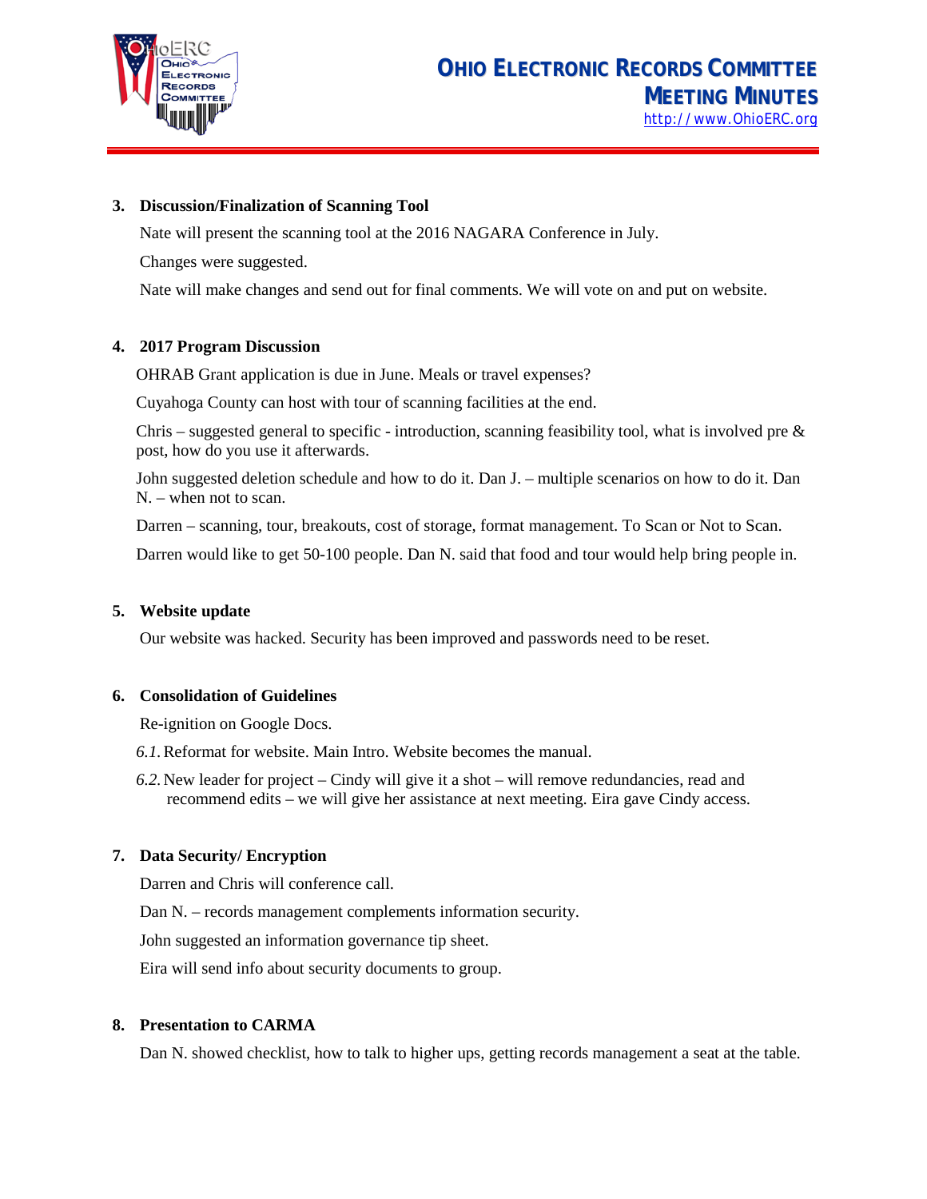3. **Discussion/Finalization of Scanning Tool**

   Nate will present the scanning tool at the 2016 NAGARA Conference in July.

   Changes were suggested.

   Nate will make changes and send out for final comments. We will vote on and put on website.

4. **2017 Program Discussion**

   OHRAB Grant application is due in June. Meals or travel expenses?

   Cuyahoga County can host with tour of scanning facilities at the end.

   Chris – suggested general to specific - introduction, scanning feasibility tool, what is involved pre & post, how do you use it afterwards.

   John suggested deletion schedule and how to do it. Dan J. – multiple scenarios on how to do it. Dan N. – when not to scan.

   Darren – scanning, tour, breakouts, cost of storage, format management. To Scan or Not to Scan.

   Darren would like to get 50-100 people. Dan N. said that food and tour would help bring people in.

5. **Website update**

   Our website was hacked. Security has been improved and passwords need to be reset.

6. **Consolidation of Guidelines**

   Re-ignition on Google Docs.

   *6.1.* Reformat for website. Main Intro. Website becomes the manual.

   *6.2.* New leader for project – Cindy will give it a shot – will remove redundancies, read and recommend edits – we will give her assistance at next meeting. Eira gave Cindy access.

7. **Data Security/ Encryption**

   Darren and Chris will conference call.

   Dan N. – records management complements information security.

   John suggested an information governance tip sheet.

   Eira will send info about security documents to group.

8. **Presentation to CARMA**

   Dan N. showed checklist, how to talk to higher ups, getting records management a seat at the table.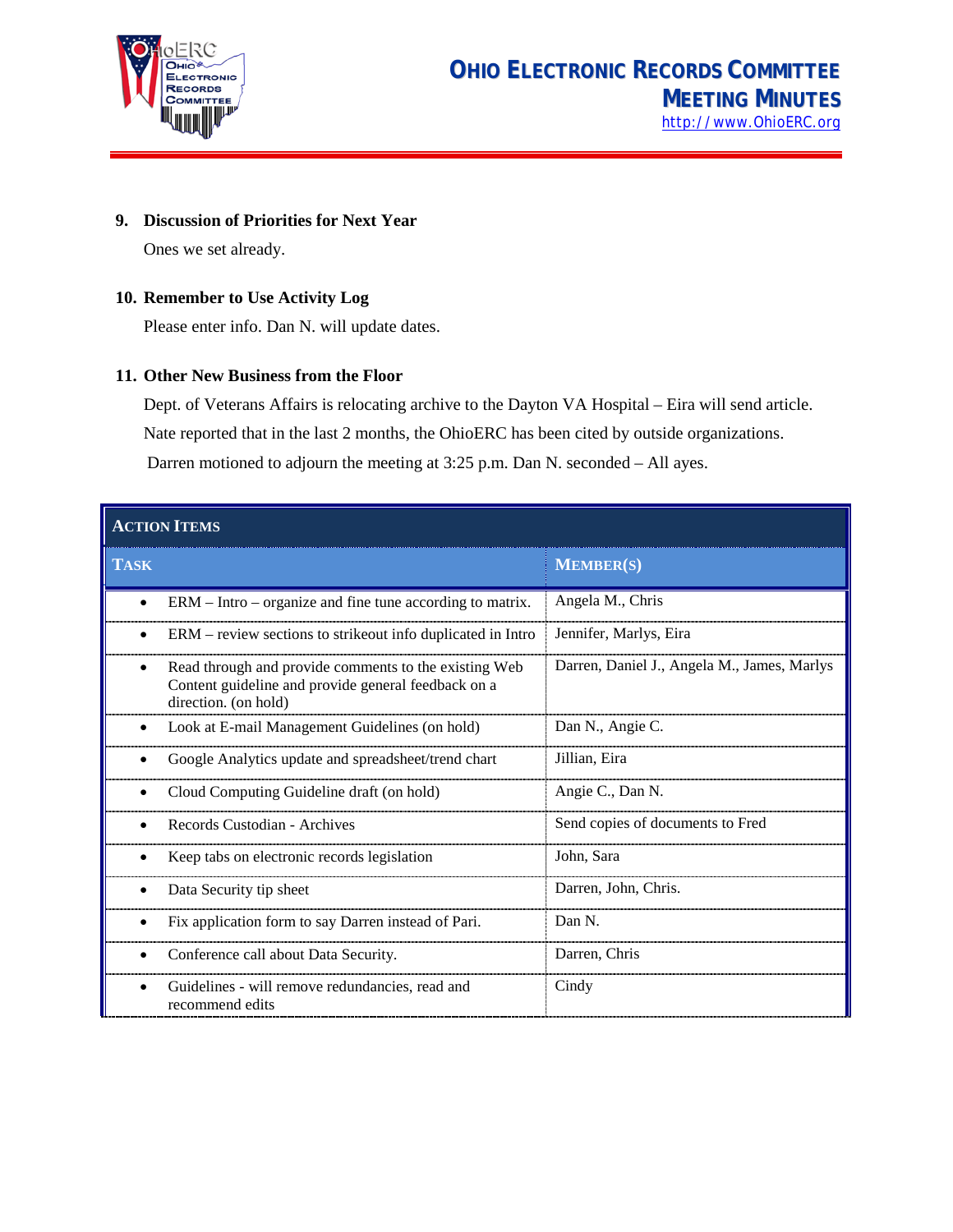9. **Discussion of Priorities for Next Year**

   Ones we set already.

10. **Remember to Use Activity Log**

    Please enter info. Dan N. will update dates.

11. **Other New Business from the Floor**

    Dept. of Veterans Affairs is relocating archive to the Dayton VA Hospital – Eira will send article.

    Nate reported that in the last 2 months, the OhioERC has been cited by outside organizations.

    Darren motioned to adjourn the meeting at 3:25 p.m. Dan N. seconded – All ayes.

**ACTION ITEMS**

| TASK | MEMBER(S) |
|---|---|
| • ERM – Intro – organize and fine tune according to matrix. | Angela M., Chris |
| • ERM – review sections to strikeout info duplicated in Intro | Jennifer, Marlys, Eira |
| • Read through and provide comments to the existing Web Content guideline and provide general feedback on a direction. (on hold) | Darren, Daniel J., Angela M., James, Marlys |
| • Look at E-mail Management Guidelines (on hold) | Dan N., Angie C. |
| • Google Analytics update and spreadsheet/trend chart | Jillian, Eira |
| • Cloud Computing Guideline draft (on hold) | Angie C., Dan N. |
| • Records Custodian - Archives | Send copies of documents to Fred |
| • Keep tabs on electronic records legislation | John, Sara |
| • Data Security tip sheet | Darren, John, Chris. |
| • Fix application form to say Darren instead of Pari. | Dan N. |
| • Conference call about Data Security. | Darren, Chris |
| • Guidelines - will remove redundancies, read and recommend edits | Cindy |